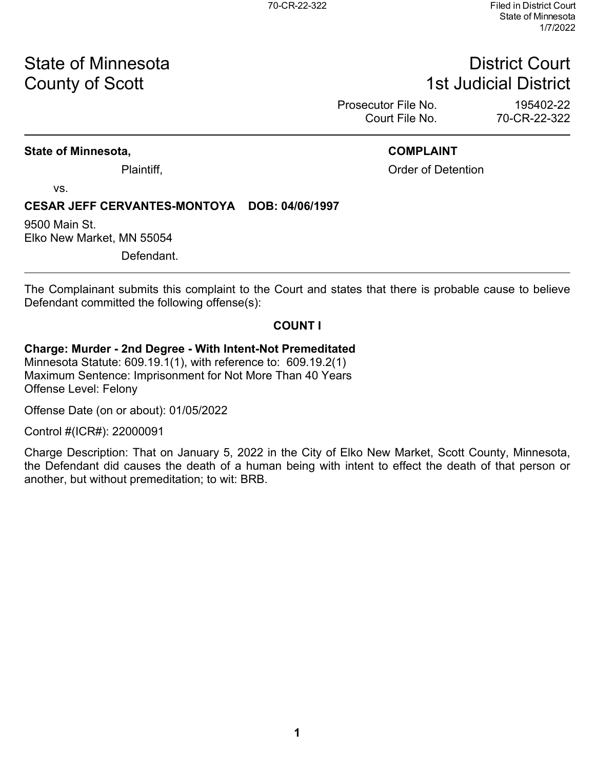70-CR-22-322

Filed in District Court
State of Minnesota
1/7/2022

State of Minnesota
County of Scott

District Court
1st Judicial District

Prosecutor File No. 195402-22
Court File No. 70-CR-22-322

---

**State of Minnesota,**

Plaintiff,

vs.

**CESAR JEFF CERVANTES-MONTOYA DOB: 04/06/1997**

9500 Main St.
Elko New Market, MN 55054

Defendant.

**COMPLAINT**

Order of Detention

---

The Complainant submits this complaint to the Court and states that there is probable cause to believe Defendant committed the following offense(s):

**COUNT I**

**Charge: Murder - 2nd Degree - With Intent-Not Premeditated**
Minnesota Statute: 609.19.1(1), with reference to: 609.19.2(1)
Maximum Sentence: Imprisonment for Not More Than 40 Years
Offense Level: Felony

Offense Date (on or about): 01/05/2022

Control #(ICR#): 22000091

Charge Description: That on January 5, 2022 in the City of Elko New Market, Scott County, Minnesota, the Defendant did causes the death of a human being with intent to effect the death of that person or another, but without premeditation; to wit: BRB.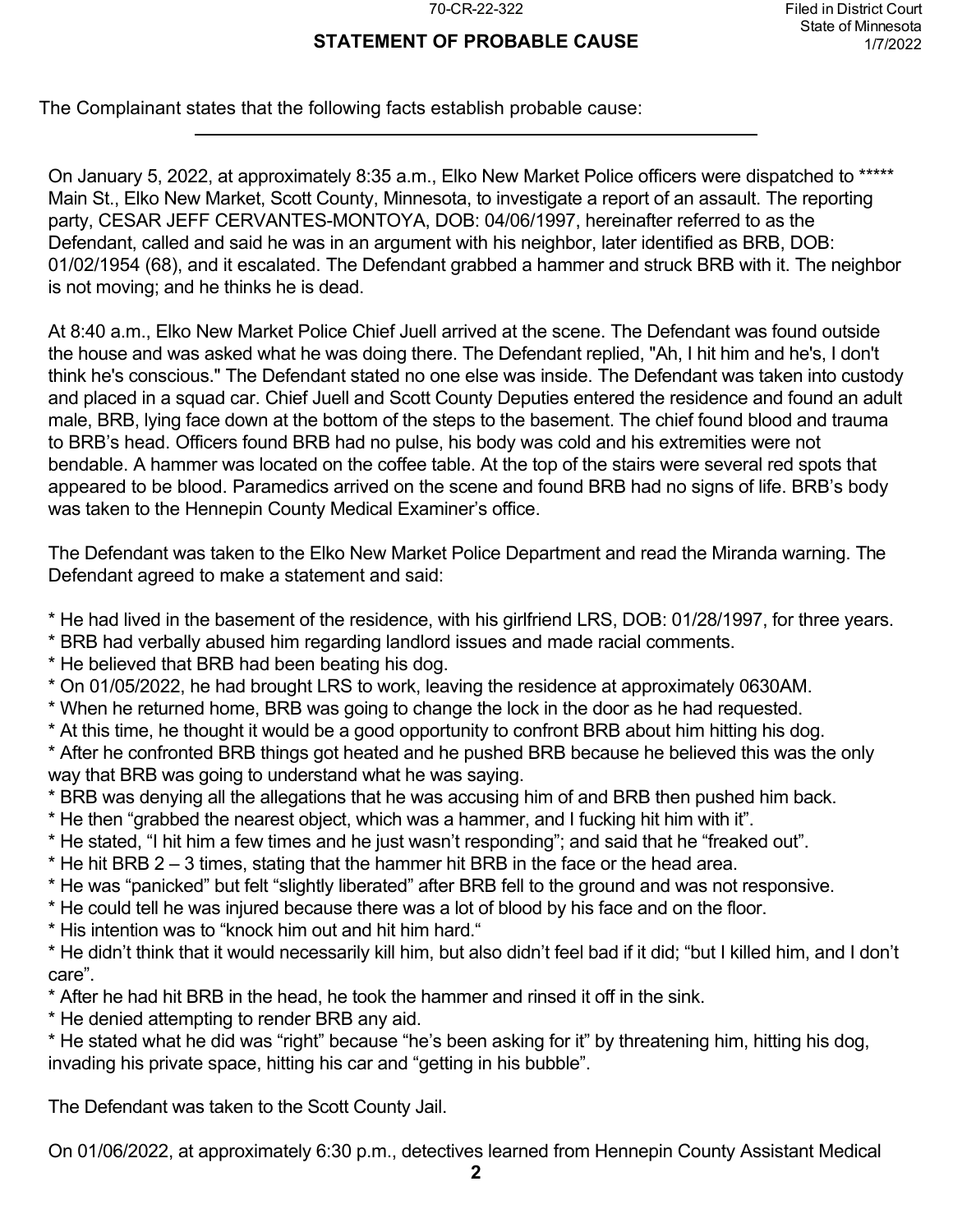## STATEMENT OF PROBABLE CAUSE

The Complainant states that the following facts establish probable cause:

---

On January 5, 2022, at approximately 8:35 a.m., Elko New Market Police officers were dispatched to ***** Main St., Elko New Market, Scott County, Minnesota, to investigate a report of an assault. The reporting party, CESAR JEFF CERVANTES-MONTOYA, DOB: 04/06/1997, hereinafter referred to as the Defendant, called and said he was in an argument with his neighbor, later identified as BRB, DOB: 01/02/1954 (68), and it escalated. The Defendant grabbed a hammer and struck BRB with it. The neighbor is not moving; and he thinks he is dead.

At 8:40 a.m., Elko New Market Police Chief Juell arrived at the scene. The Defendant was found outside the house and was asked what he was doing there. The Defendant replied, "Ah, I hit him and he's, I don't think he's conscious." The Defendant stated no one else was inside. The Defendant was taken into custody and placed in a squad car. Chief Juell and Scott County Deputies entered the residence and found an adult male, BRB, lying face down at the bottom of the steps to the basement. The chief found blood and trauma to BRB's head. Officers found BRB had no pulse, his body was cold and his extremities were not bendable. A hammer was located on the coffee table. At the top of the stairs were several red spots that appeared to be blood. Paramedics arrived on the scene and found BRB had no signs of life. BRB's body was taken to the Hennepin County Medical Examiner's office.

The Defendant was taken to the Elko New Market Police Department and read the Miranda warning. The Defendant agreed to make a statement and said:

* He had lived in the basement of the residence, with his girlfriend LRS, DOB: 01/28/1997, for three years.
* BRB had verbally abused him regarding landlord issues and made racial comments.
* He believed that BRB had been beating his dog.
* On 01/05/2022, he had brought LRS to work, leaving the residence at approximately 0630AM.
* When he returned home, BRB was going to change the lock in the door as he had requested.
* At this time, he thought it would be a good opportunity to confront BRB about him hitting his dog.
* After he confronted BRB things got heated and he pushed BRB because he believed this was the only way that BRB was going to understand what he was saying.
* BRB was denying all the allegations that he was accusing him of and BRB then pushed him back.
* He then "grabbed the nearest object, which was a hammer, and I fucking hit him with it".
* He stated, "I hit him a few times and he just wasn't responding"; and said that he "freaked out".
* He hit BRB 2 – 3 times, stating that the hammer hit BRB in the face or the head area.
* He was "panicked" but felt "slightly liberated" after BRB fell to the ground and was not responsive.
* He could tell he was injured because there was a lot of blood by his face and on the floor.
* His intention was to "knock him out and hit him hard."
* He didn't think that it would necessarily kill him, but also didn't feel bad if it did; "but I killed him, and I don't care".
* After he had hit BRB in the head, he took the hammer and rinsed it off in the sink.
* He denied attempting to render BRB any aid.
* He stated what he did was "right" because "he's been asking for it" by threatening him, hitting his dog, invading his private space, hitting his car and "getting in his bubble".

The Defendant was taken to the Scott County Jail.

On 01/06/2022, at approximately 6:30 p.m., detectives learned from Hennepin County Assistant Medical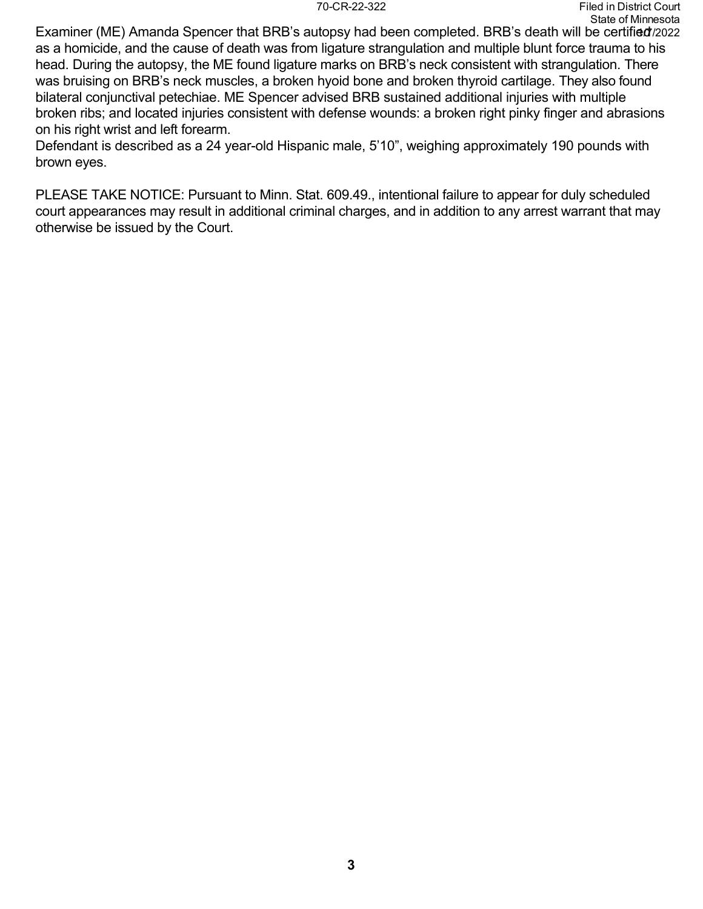Examiner (ME) Amanda Spencer that BRB's autopsy had been completed. BRB's death will be certified as a homicide, and the cause of death was from ligature strangulation and multiple blunt force trauma to his head. During the autopsy, the ME found ligature marks on BRB's neck consistent with strangulation. There was bruising on BRB's neck muscles, a broken hyoid bone and broken thyroid cartilage. They also found bilateral conjunctival petechiae. ME Spencer advised BRB sustained additional injuries with multiple broken ribs; and located injuries consistent with defense wounds: a broken right pinky finger and abrasions on his right wrist and left forearm.

Defendant is described as a 24 year-old Hispanic male, 5'10", weighing approximately 190 pounds with brown eyes.

PLEASE TAKE NOTICE: Pursuant to Minn. Stat. 609.49., intentional failure to appear for duly scheduled court appearances may result in additional criminal charges, and in addition to any arrest warrant that may otherwise be issued by the Court.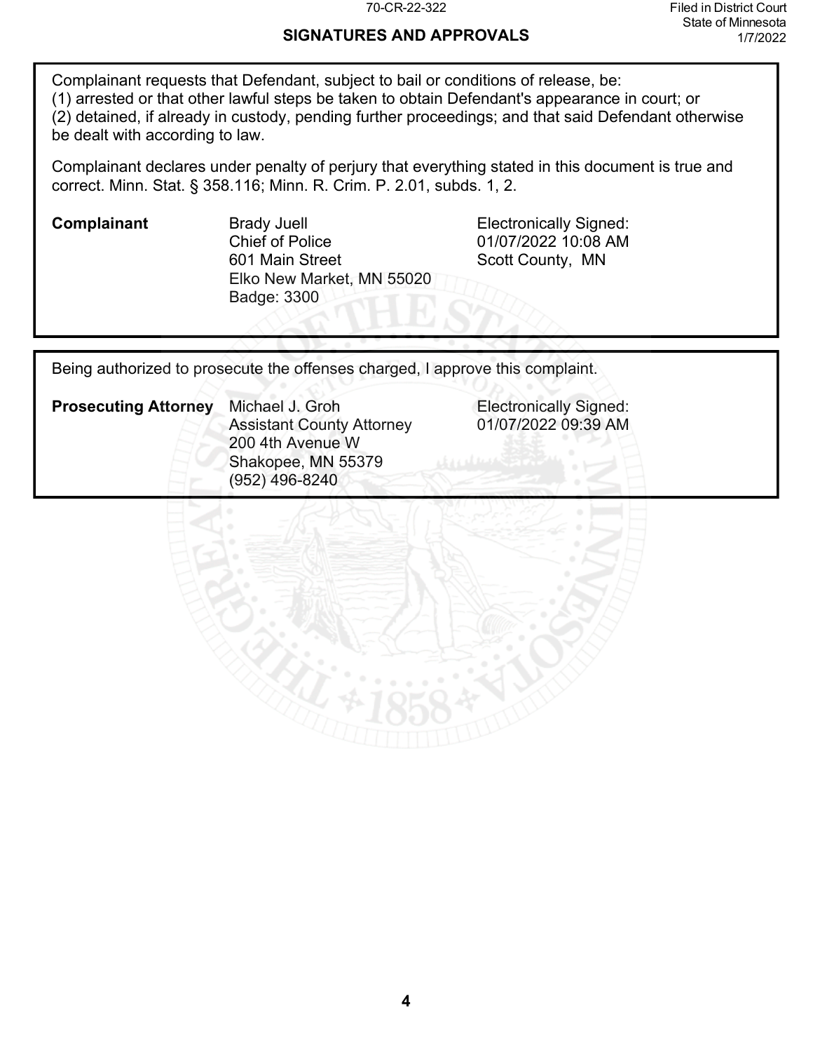## SIGNATURES AND APPROVALS

Complainant requests that Defendant, subject to bail or conditions of release, be:
(1) arrested or that other lawful steps be taken to obtain Defendant's appearance in court; or
(2) detained, if already in custody, pending further proceedings; and that said Defendant otherwise be dealt with according to law.

Complainant declares under penalty of perjury that everything stated in this document is true and correct. Minn. Stat. § 358.116; Minn. R. Crim. P. 2.01, subds. 1, 2.

| | | |
|---|---|---|
| **Complainant** | Brady Juell<br>Chief of Police<br>601 Main Street<br>Elko New Market, MN 55020<br>Badge: 3300 | Electronically Signed:<br>01/07/2022 10:08 AM<br>Scott County, MN |

Being authorized to prosecute the offenses charged, I approve this complaint.

| | | |
|---|---|---|
| **Prosecuting Attorney** | Michael J. Groh<br>Assistant County Attorney<br>200 4th Avenue W<br>Shakopee, MN 55379<br>(952) 496-8240 | Electronically Signed:<br>01/07/2022 09:39 AM |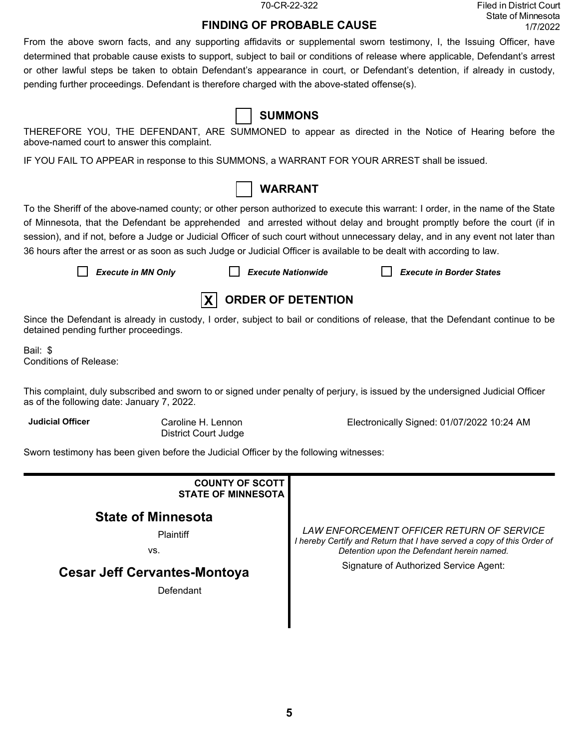70-CR-22-322

Filed in District Court
State of Minnesota
1/7/2022

## FINDING OF PROBABLE CAUSE

From the above sworn facts, and any supporting affidavits or supplemental sworn testimony, I, the Issuing Officer, have determined that probable cause exists to support, subject to bail or conditions of release where applicable, Defendant's arrest or other lawful steps be taken to obtain Defendant's appearance in court, or Defendant's detention, if already in custody, pending further proceedings. Defendant is therefore charged with the above-stated offense(s).

### ☐ SUMMONS

THEREFORE YOU, THE DEFENDANT, ARE SUMMONED to appear as directed in the Notice of Hearing before the above-named court to answer this complaint.

IF YOU FAIL TO APPEAR in response to this SUMMONS, a WARRANT FOR YOUR ARREST shall be issued.

### ☐ WARRANT

To the Sheriff of the above-named county; or other person authorized to execute this warrant: I order, in the name of the State of Minnesota, that the Defendant be apprehended and arrested without delay and brought promptly before the court (if in session), and if not, before a Judge or Judicial Officer of such court without unnecessary delay, and in any event not later than 36 hours after the arrest or as soon as such Judge or Judicial Officer is available to be dealt with according to law.

☐ *Execute in MN Only* ☐ *Execute Nationwide* ☐ *Execute in Border States*

### ☒ ORDER OF DETENTION

Since the Defendant is already in custody, I order, subject to bail or conditions of release, that the Defendant continue to be detained pending further proceedings.

Bail: $
Conditions of Release:

This complaint, duly subscribed and sworn to or signed under penalty of perjury, is issued by the undersigned Judicial Officer as of the following date: January 7, 2022.

**Judicial Officer** Caroline H. Lennon
District Court Judge

Electronically Signed: 01/07/2022 10:24 AM

Sworn testimony has been given before the Judicial Officer by the following witnesses:

---

**COUNTY OF SCOTT**
**STATE OF MINNESOTA**

**State of Minnesota**
Plaintiff
vs.
**Cesar Jeff Cervantes-Montoya**
Defendant

*LAW ENFORCEMENT OFFICER RETURN OF SERVICE*
*I hereby Certify and Return that I have served a copy of this Order of Detention upon the Defendant herein named.*

Signature of Authorized Service Agent: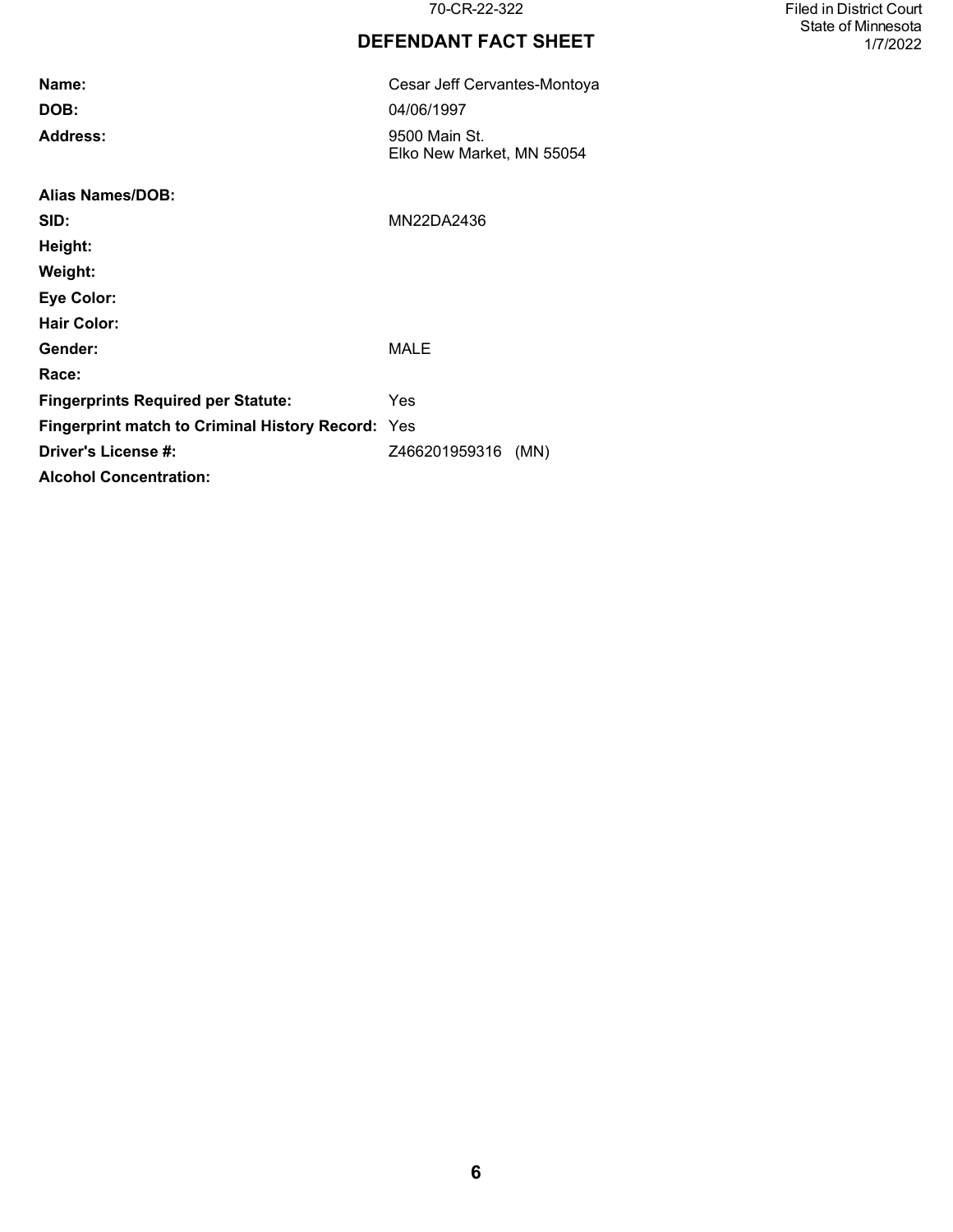70-CR-22-322

Filed in District Court
State of Minnesota
1/7/2022

# DEFENDANT FACT SHEET

| | |
|---|---|
| **Name:** | Cesar Jeff Cervantes-Montoya |
| **DOB:** | 04/06/1997 |
| **Address:** | 9500 Main St.<br>Elko New Market, MN 55054 |
| **Alias Names/DOB:** | |
| **SID:** | MN22DA2436 |
| **Height:** | |
| **Weight:** | |
| **Eye Color:** | |
| **Hair Color:** | |
| **Gender:** | MALE |
| **Race:** | |
| **Fingerprints Required per Statute:** | Yes |
| **Fingerprint match to Criminal History Record:** | Yes |
| **Driver's License #:** | Z466201959316 (MN) |
| **Alcohol Concentration:** | |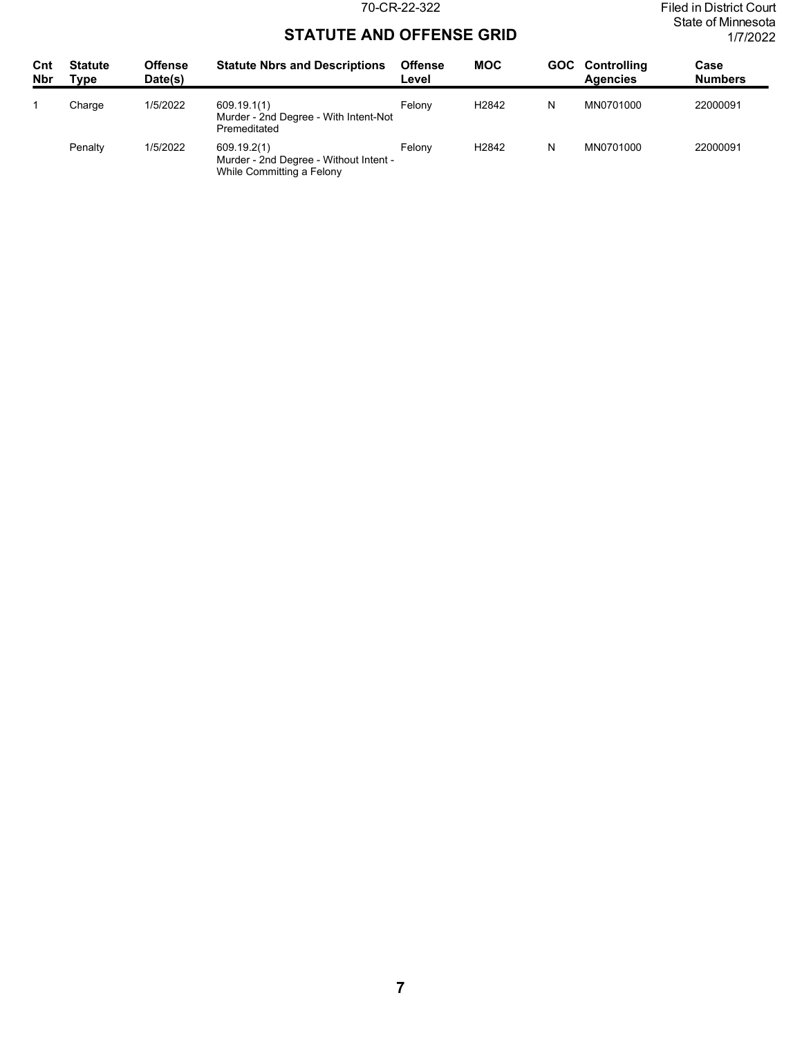70-CR-22-322

Filed in District Court
State of Minnesota
1/7/2022

## STATUTE AND OFFENSE GRID

| Cnt Nbr | Statute Type | Offense Date(s) | Statute Nbrs and Descriptions | Offense Level | MOC | GOC | Controlling Agencies | Case Numbers |
|---|---|---|---|---|---|---|---|---|
| 1 | Charge | 1/5/2022 | 609.19.1(1) Murder - 2nd Degree - With Intent-Not Premeditated | Felony | H2842 | N | MN0701000 | 22000091 |
| | Penalty | 1/5/2022 | 609.19.2(1) Murder - 2nd Degree - Without Intent - While Committing a Felony | Felony | H2842 | N | MN0701000 | 22000091 |